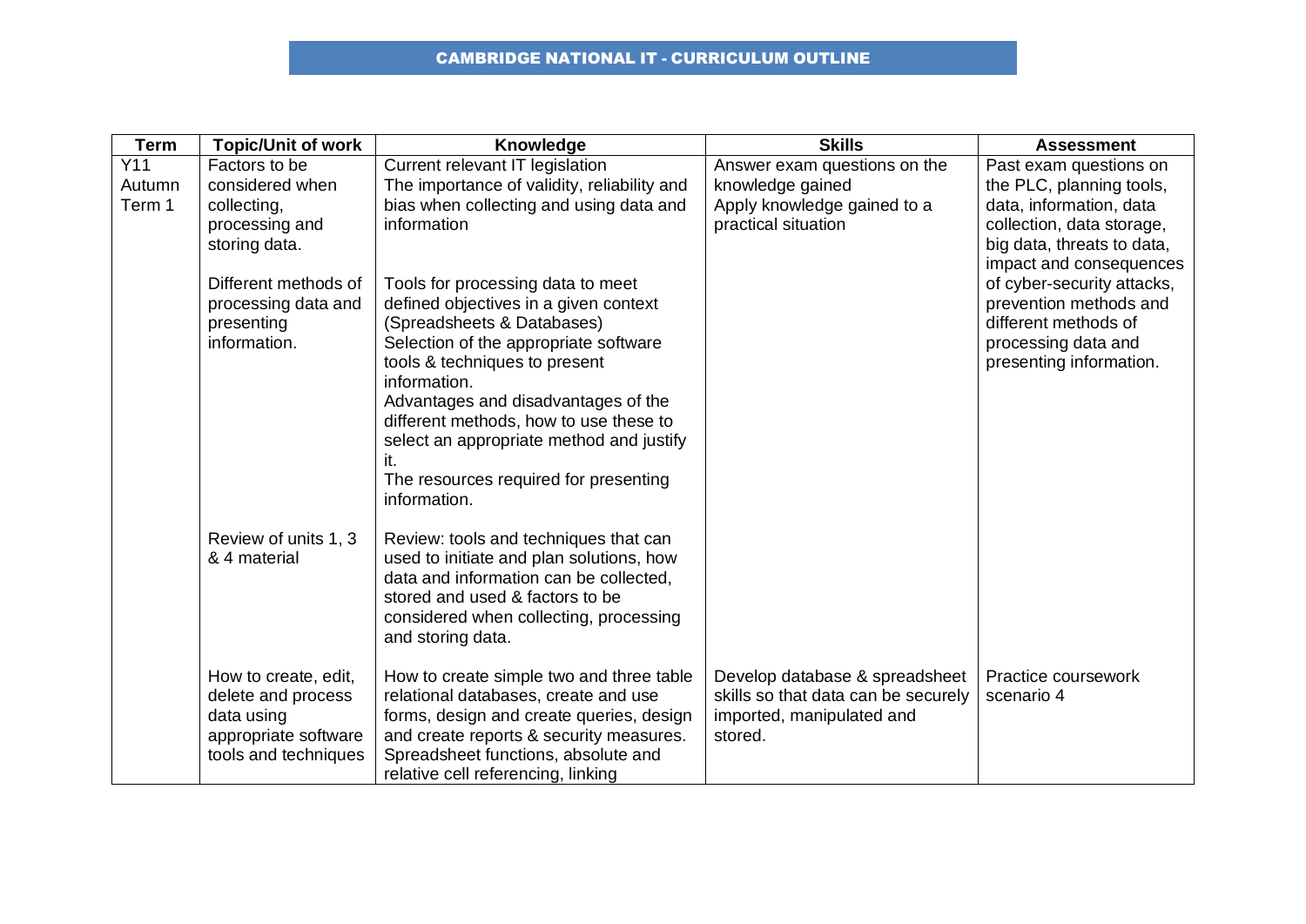# CAMBRIDGE NATIONAL IT - CURRICULUM OUTLINE

| Term | Topic/Unit of work | Knowledge | Skills | Assessment |
|---|---|---|---|---|
| Y11 Autumn Term 1 | Factors to be considered when collecting, processing and storing data. | Current relevant IT legislation<br>The importance of validity, reliability and bias when collecting and using data and information | Answer exam questions on the knowledge gained<br>Apply knowledge gained to a practical situation | Past exam questions on the PLC, planning tools, data, information, data collection, data storage, big data, threats to data, impact and consequences of cyber-security attacks, prevention methods and different methods of processing data and presenting information. |
| | Different methods of processing data and presenting information. | Tools for processing data to meet defined objectives in a given context (Spreadsheets & Databases)<br>Selection of the appropriate software tools & techniques to present information.<br>Advantages and disadvantages of the different methods, how to use these to select an appropriate method and justify it.<br>The resources required for presenting information. | | |
| | Review of units 1, 3 & 4 material | Review: tools and techniques that can used to initiate and plan solutions, how data and information can be collected, stored and used & factors to be considered when collecting, processing and storing data. | | |
| | How to create, edit, delete and process data using appropriate software tools and techniques | How to create simple two and three table relational databases, create and use forms, design and create queries, design and create reports & security measures. Spreadsheet functions, absolute and relative cell referencing, linking | Develop database & spreadsheet skills so that data can be securely imported, manipulated and stored. | Practice coursework scenario 4 |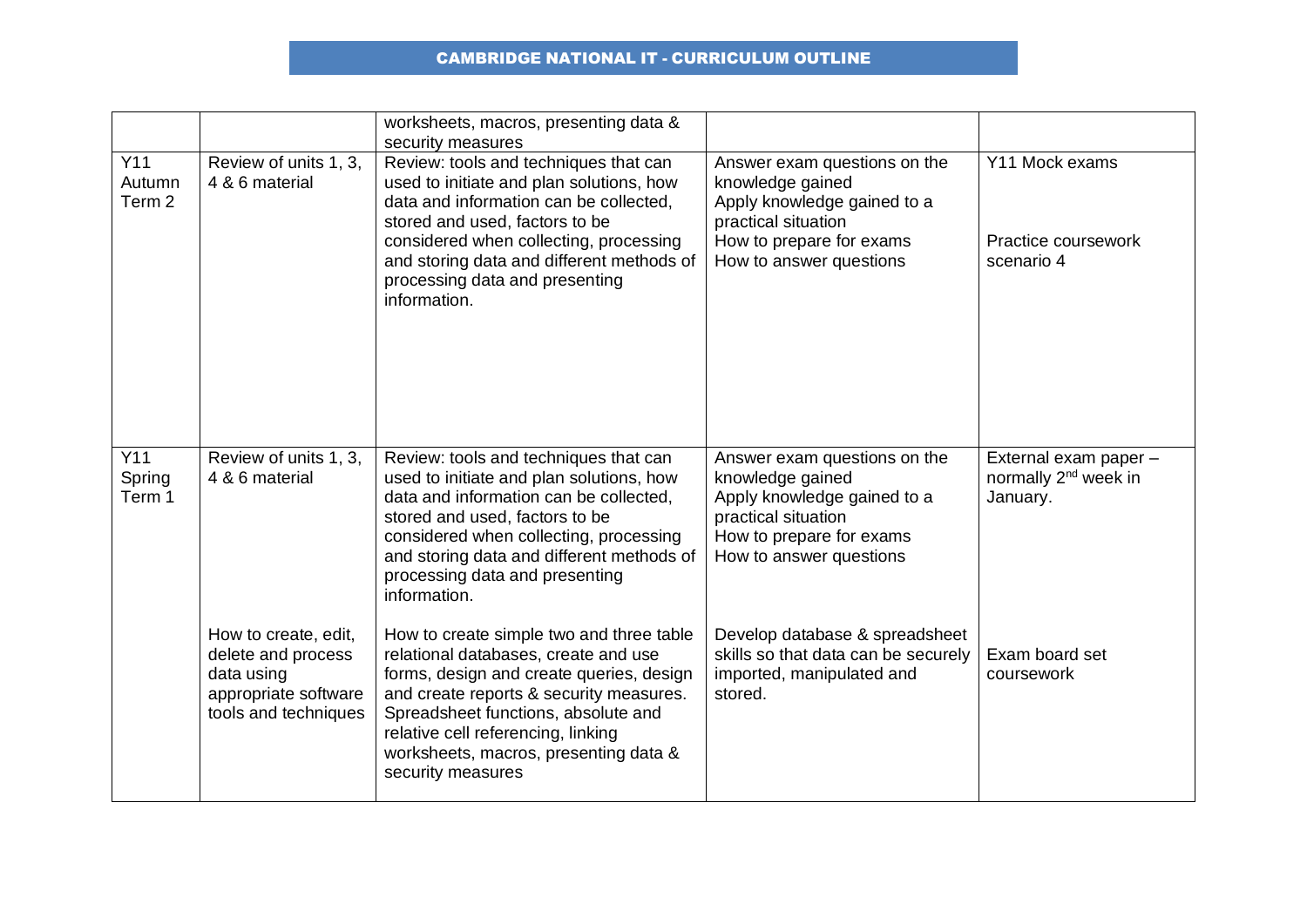# CAMBRIDGE NATIONAL IT - CURRICULUM OUTLINE

| | | | | |
|---|---|---|---|---|
| | | worksheets, macros, presenting data & security measures | | |
| Y11 Autumn Term 2 | Review of units 1, 3, 4 & 6 material | Review: tools and techniques that can used to initiate and plan solutions, how data and information can be collected, stored and used, factors to be considered when collecting, processing and storing data and different methods of processing data and presenting information. | Answer exam questions on the knowledge gained<br>Apply knowledge gained to a practical situation<br>How to prepare for exams<br>How to answer questions | Y11 Mock exams<br><br>Practice coursework scenario 4 |
| Y11 Spring Term 1 | Review of units 1, 3, 4 & 6 material<br><br>How to create, edit, delete and process data using appropriate software tools and techniques | Review: tools and techniques that can used to initiate and plan solutions, how data and information can be collected, stored and used, factors to be considered when collecting, processing and storing data and different methods of processing data and presenting information.<br><br>How to create simple two and three table relational databases, create and use forms, design and create queries, design and create reports & security measures. Spreadsheet functions, absolute and relative cell referencing, linking worksheets, macros, presenting data & security measures | Answer exam questions on the knowledge gained<br>Apply knowledge gained to a practical situation<br>How to prepare for exams<br>How to answer questions<br><br>Develop database & spreadsheet skills so that data can be securely imported, manipulated and stored. | External exam paper – normally 2nd week in January.<br><br>Exam board set coursework |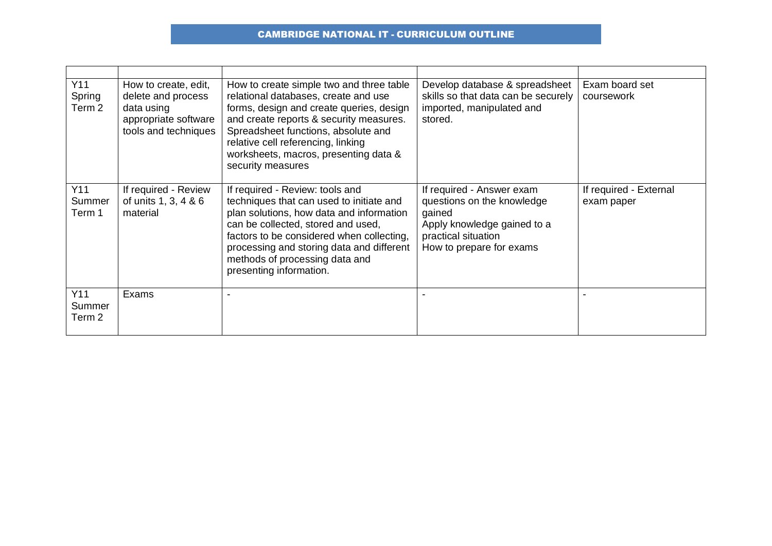# CAMBRIDGE NATIONAL IT - CURRICULUM OUTLINE

| | | | | |
|---|---|---|---|---|
| Y11 Spring Term 2 | How to create, edit, delete and process data using appropriate software tools and techniques | How to create simple two and three table relational databases, create and use forms, design and create queries, design and create reports & security measures. Spreadsheet functions, absolute and relative cell referencing, linking worksheets, macros, presenting data & security measures | Develop database & spreadsheet skills so that data can be securely imported, manipulated and stored. | Exam board set coursework |
| Y11 Summer Term 1 | If required - Review of units 1, 3, 4 & 6 material | If required - Review: tools and techniques that can used to initiate and plan solutions, how data and information can be collected, stored and used, factors to be considered when collecting, processing and storing data and different methods of processing data and presenting information. | If required - Answer exam questions on the knowledge gained<br>Apply knowledge gained to a practical situation<br>How to prepare for exams | If required - External exam paper |
| Y11 Summer Term 2 | Exams | - | - | - |